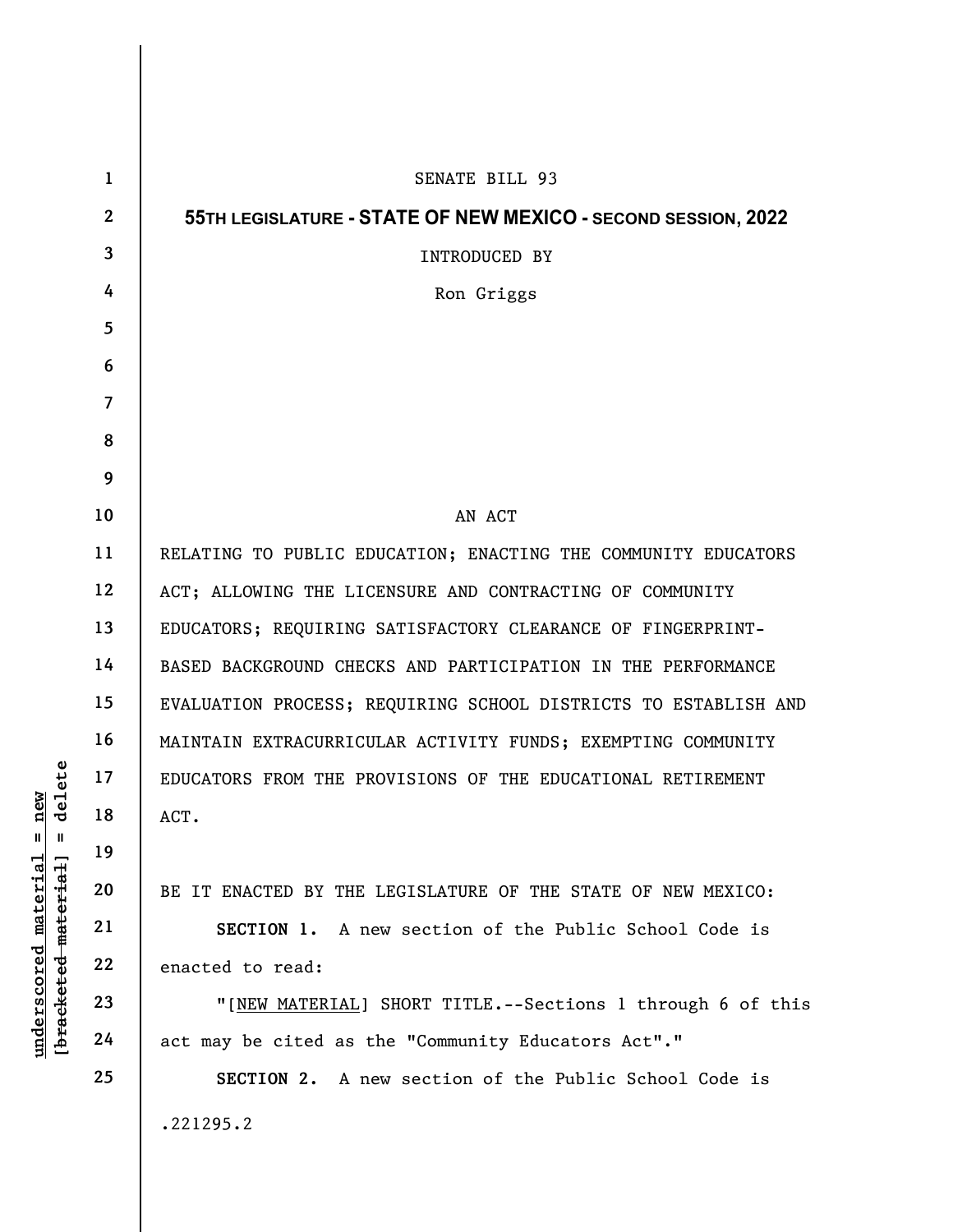SENATE BILL 93

**55TH LEGISLATURE - STATE OF NEW MEXICO - SECOND SESSION, 2022**

INTRODUCED BY

Ron Griggs

AN ACT

RELATING TO PUBLIC EDUCATION; ENACTING THE COMMUNITY EDUCATORS ACT; ALLOWING THE LICENSURE AND CONTRACTING OF COMMUNITY EDUCATORS; REQUIRING SATISFACTORY CLEARANCE OF FINGERPRINT-BASED BACKGROUND CHECKS AND PARTICIPATION IN THE PERFORMANCE EVALUATION PROCESS; REQUIRING SCHOOL DISTRICTS TO ESTABLISH AND MAINTAIN EXTRACURRICULAR ACTIVITY FUNDS; EXEMPTING COMMUNITY EDUCATORS FROM THE PROVISIONS OF THE EDUCATIONAL RETIREMENT ACT.

BE IT ENACTED BY THE LEGISLATURE OF THE STATE OF NEW MEXICO:

**SECTION 1.** A new section of the Public School Code is enacted to read:

"[<u>NEW MATERIAL</u>] SHORT TITLE.--Sections 1 through 6 of this act may be cited as the "Community Educators Act"."

**SECTION 2.** A new section of the Public School Code is

.221295.2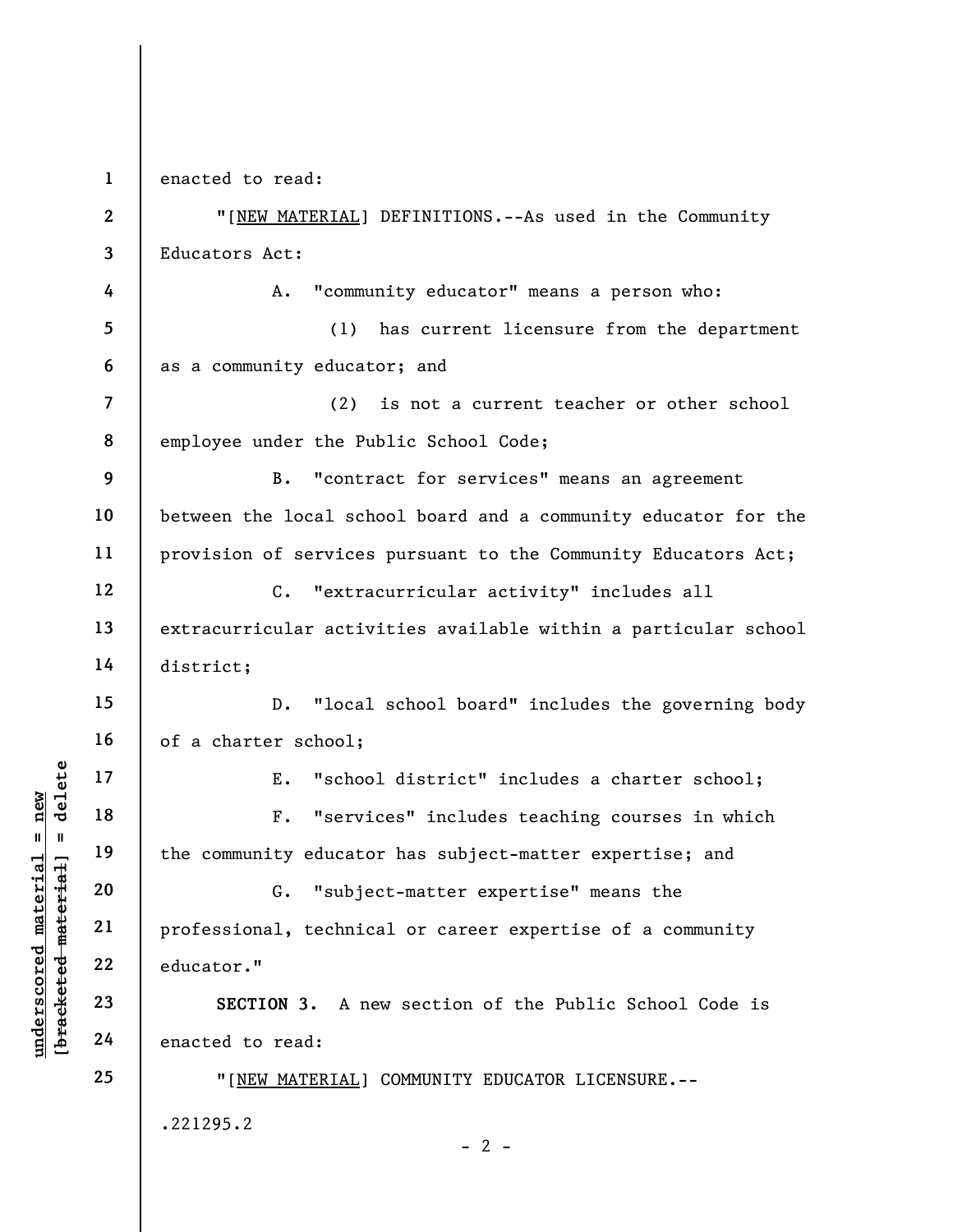enacted to read:

"[NEW MATERIAL] DEFINITIONS.--As used in the Community Educators Act:

A. "community educator" means a person who:

(1) has current licensure from the department as a community educator; and

(2) is not a current teacher or other school employee under the Public School Code;

B. "contract for services" means an agreement between the local school board and a community educator for the provision of services pursuant to the Community Educators Act;

C. "extracurricular activity" includes all extracurricular activities available within a particular school district;

D. "local school board" includes the governing body of a charter school;

E. "school district" includes a charter school;

F. "services" includes teaching courses in which the community educator has subject-matter expertise; and

G. "subject-matter expertise" means the professional, technical or career expertise of a community educator."

**SECTION 3.** A new section of the Public School Code is enacted to read:

"[NEW MATERIAL] COMMUNITY EDUCATOR LICENSURE.--

.221295.2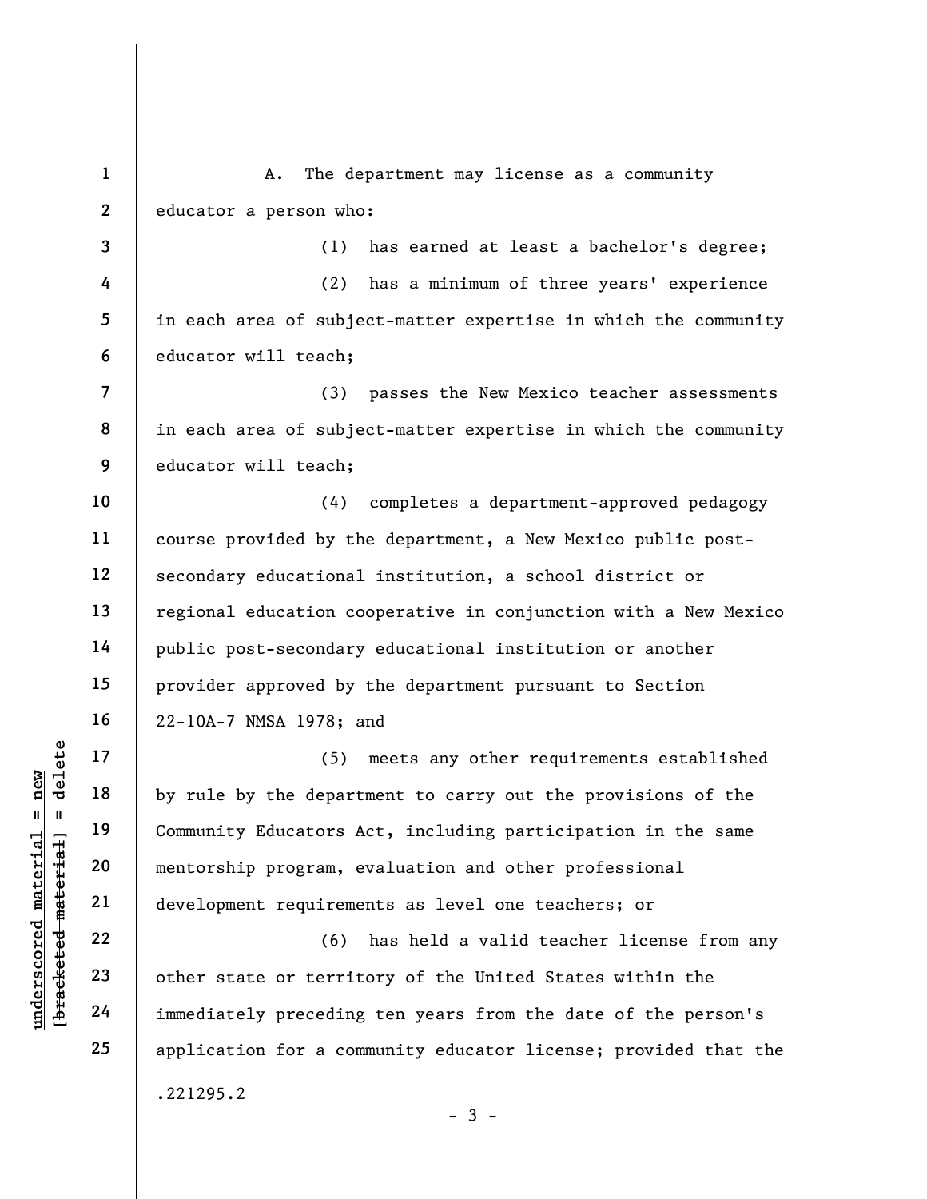A. The department may license as a community educator a person who:

(1) has earned at least a bachelor's degree;

(2) has a minimum of three years' experience in each area of subject-matter expertise in which the community educator will teach;

(3) passes the New Mexico teacher assessments in each area of subject-matter expertise in which the community educator will teach;

(4) completes a department-approved pedagogy course provided by the department, a New Mexico public post-secondary educational institution, a school district or regional education cooperative in conjunction with a New Mexico public post-secondary educational institution or another provider approved by the department pursuant to Section 22-10A-7 NMSA 1978; and

(5) meets any other requirements established by rule by the department to carry out the provisions of the Community Educators Act, including participation in the same mentorship program, evaluation and other professional development requirements as level one teachers; or

(6) has held a valid teacher license from any other state or territory of the United States within the immediately preceding ten years from the date of the person's application for a community educator license; provided that the

.221295.2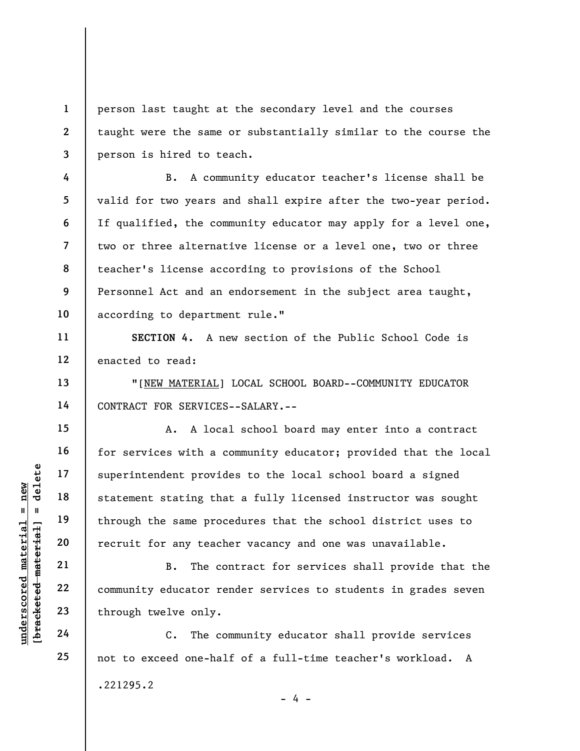person last taught at the secondary level and the courses taught were the same or substantially similar to the course the person is hired to teach.

B. A community educator teacher's license shall be valid for two years and shall expire after the two-year period. If qualified, the community educator may apply for a level one, two or three alternative license or a level one, two or three teacher's license according to provisions of the School Personnel Act and an endorsement in the subject area taught, according to department rule."

**SECTION 4.** A new section of the Public School Code is enacted to read:

"[NEW MATERIAL] LOCAL SCHOOL BOARD--COMMUNITY EDUCATOR CONTRACT FOR SERVICES--SALARY.--

A. A local school board may enter into a contract for services with a community educator; provided that the local superintendent provides to the local school board a signed statement stating that a fully licensed instructor was sought through the same procedures that the school district uses to recruit for any teacher vacancy and one was unavailable.

B. The contract for services shall provide that the community educator render services to students in grades seven through twelve only.

C. The community educator shall provide services not to exceed one-half of a full-time teacher's workload. A

.221295.2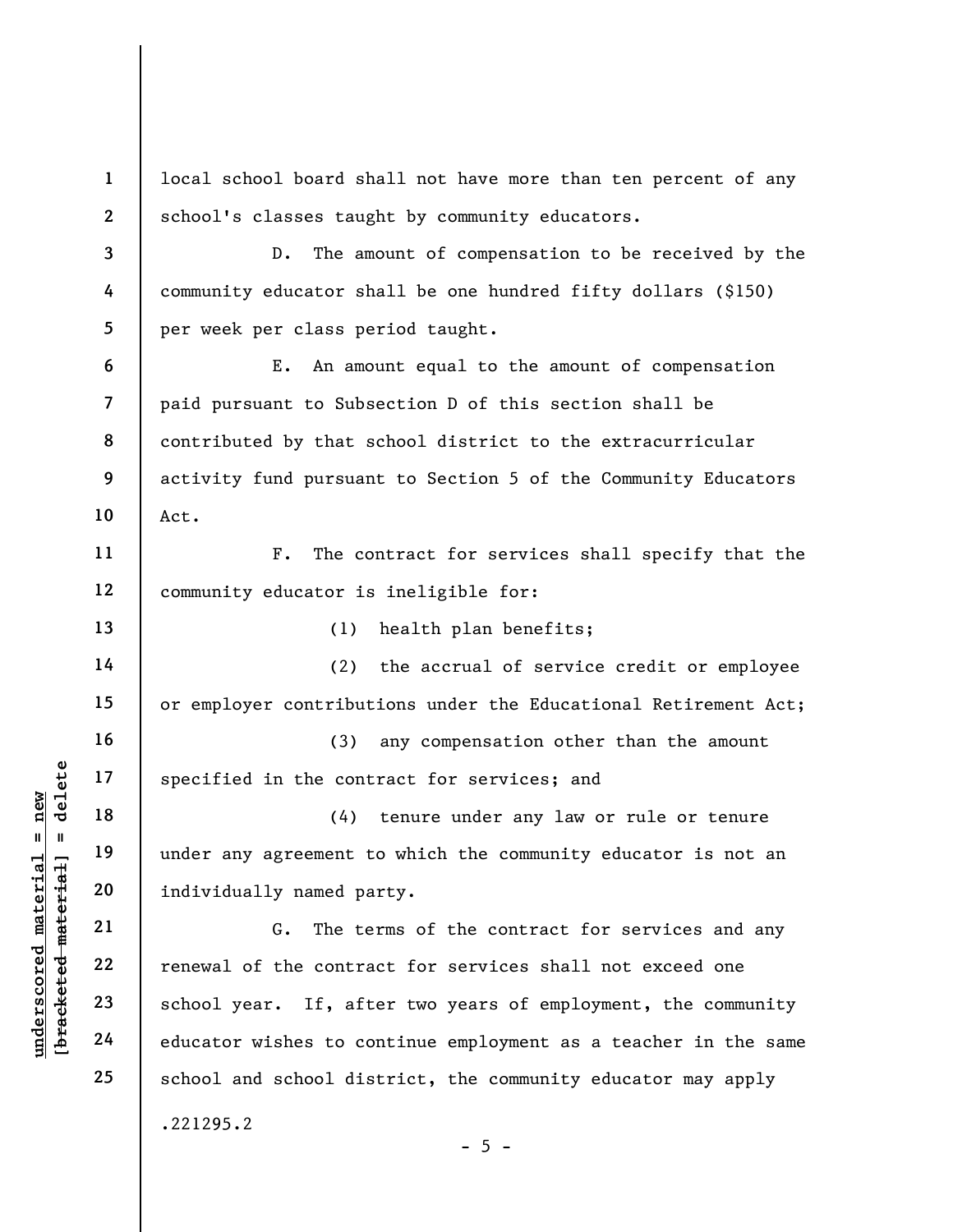local school board shall not have more than ten percent of any school's classes taught by community educators.

D. The amount of compensation to be received by the community educator shall be one hundred fifty dollars ($150) per week per class period taught.

E. An amount equal to the amount of compensation paid pursuant to Subsection D of this section shall be contributed by that school district to the extracurricular activity fund pursuant to Section 5 of the Community Educators Act.

F. The contract for services shall specify that the community educator is ineligible for:

(1) health plan benefits;

(2) the accrual of service credit or employee or employer contributions under the Educational Retirement Act;

(3) any compensation other than the amount specified in the contract for services; and

(4) tenure under any law or rule or tenure under any agreement to which the community educator is not an individually named party.

G. The terms of the contract for services and any renewal of the contract for services shall not exceed one school year. If, after two years of employment, the community educator wishes to continue employment as a teacher in the same school and school district, the community educator may apply

.221295.2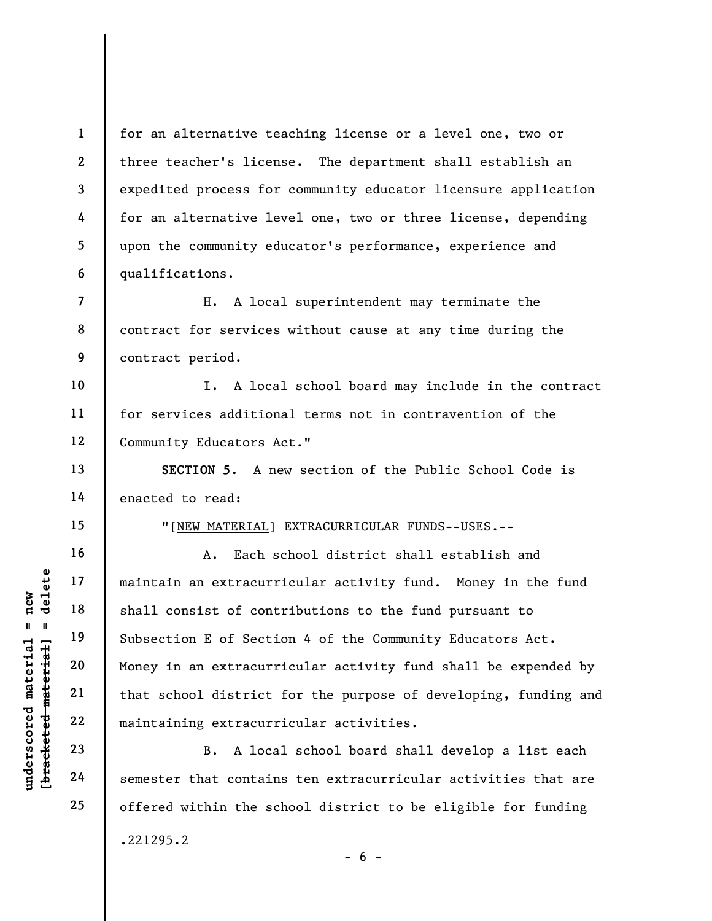for an alternative teaching license or a level one, two or three teacher's license. The department shall establish an expedited process for community educator licensure application for an alternative level one, two or three license, depending upon the community educator's performance, experience and qualifications.

H. A local superintendent may terminate the contract for services without cause at any time during the contract period.

I. A local school board may include in the contract for services additional terms not in contravention of the Community Educators Act."

**SECTION 5.** A new section of the Public School Code is enacted to read:

"[NEW MATERIAL] EXTRACURRICULAR FUNDS--USES.--

A. Each school district shall establish and maintain an extracurricular activity fund. Money in the fund shall consist of contributions to the fund pursuant to Subsection E of Section 4 of the Community Educators Act. Money in an extracurricular activity fund shall be expended by that school district for the purpose of developing, funding and maintaining extracurricular activities.

B. A local school board shall develop a list each semester that contains ten extracurricular activities that are offered within the school district to be eligible for funding

.221295.2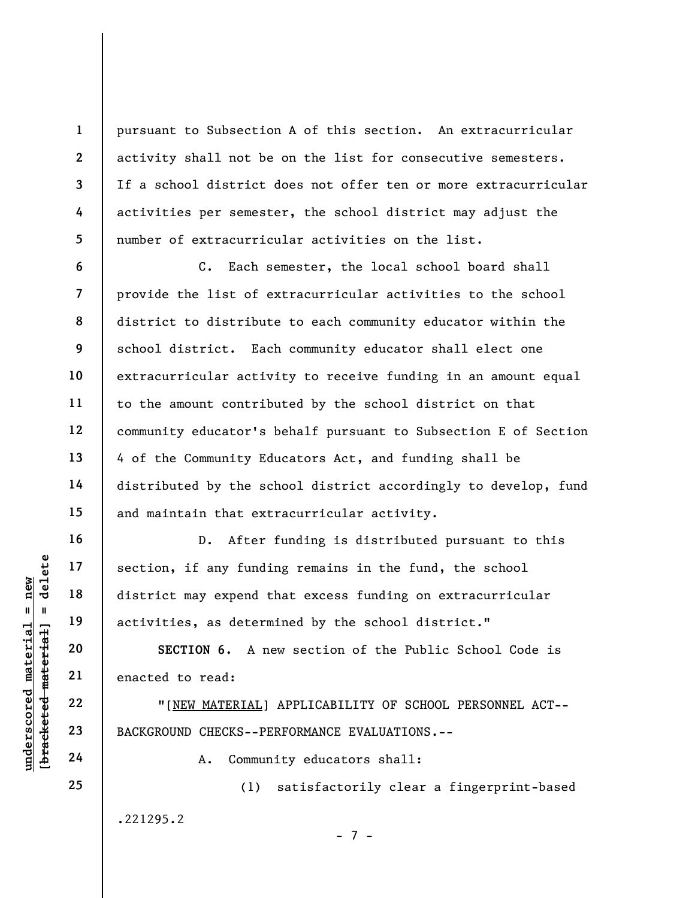pursuant to Subsection A of this section. An extracurricular activity shall not be on the list for consecutive semesters. If a school district does not offer ten or more extracurricular activities per semester, the school district may adjust the number of extracurricular activities on the list.

C. Each semester, the local school board shall provide the list of extracurricular activities to the school district to distribute to each community educator within the school district. Each community educator shall elect one extracurricular activity to receive funding in an amount equal to the amount contributed by the school district on that community educator's behalf pursuant to Subsection E of Section 4 of the Community Educators Act, and funding shall be distributed by the school district accordingly to develop, fund and maintain that extracurricular activity.

D. After funding is distributed pursuant to this section, if any funding remains in the fund, the school district may expend that excess funding on extracurricular activities, as determined by the school district."

**SECTION 6.** A new section of the Public School Code is enacted to read:

"[NEW MATERIAL] APPLICABILITY OF SCHOOL PERSONNEL ACT--BACKGROUND CHECKS--PERFORMANCE EVALUATIONS.--

A. Community educators shall:

(1) satisfactorily clear a fingerprint-based

.221295.2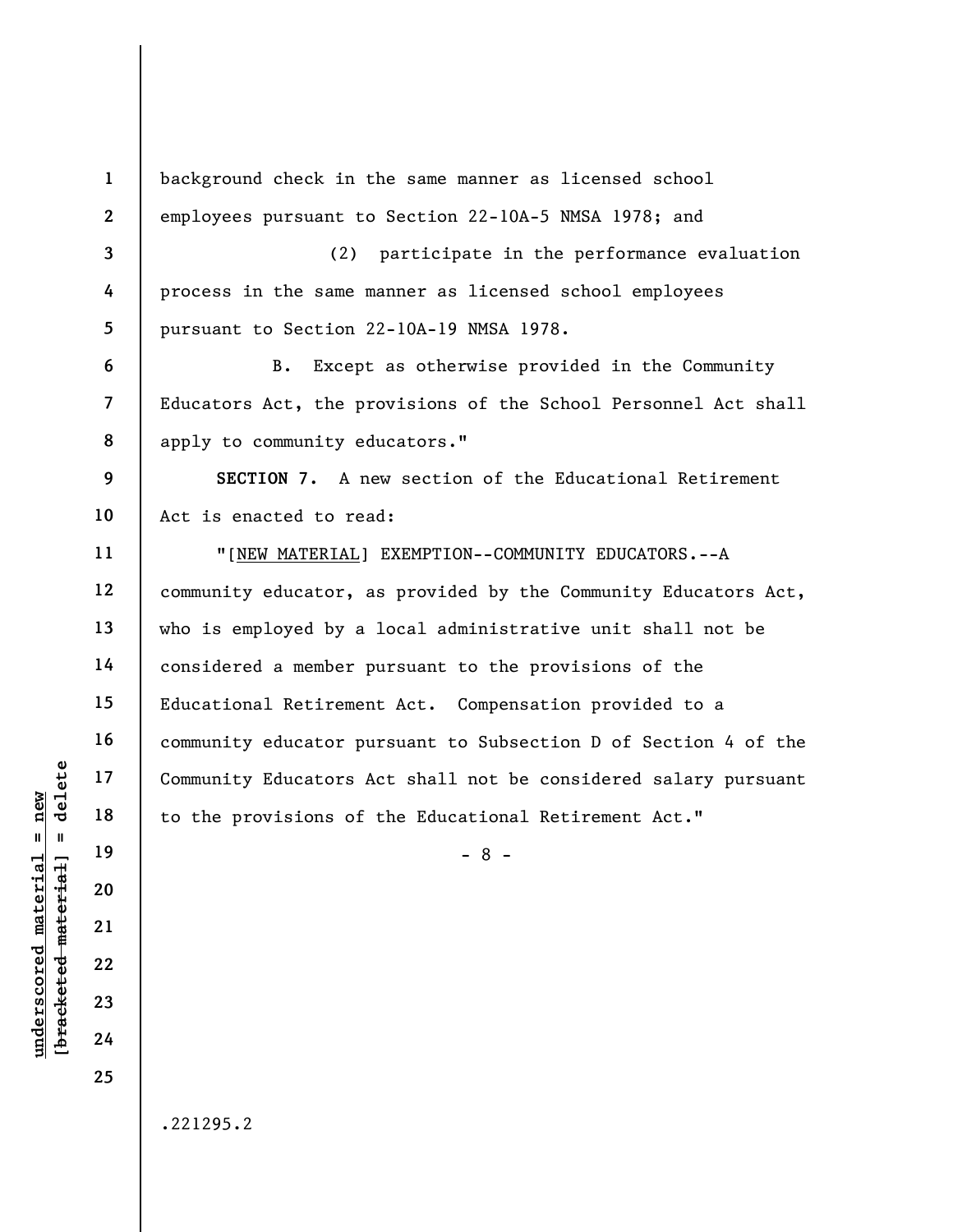background check in the same manner as licensed school employees pursuant to Section 22-10A-5 NMSA 1978; and

(2) participate in the performance evaluation process in the same manner as licensed school employees pursuant to Section 22-10A-19 NMSA 1978.

B. Except as otherwise provided in the Community Educators Act, the provisions of the School Personnel Act shall apply to community educators."

**SECTION 7.** A new section of the Educational Retirement Act is enacted to read:

"[NEW MATERIAL] EXEMPTION--COMMUNITY EDUCATORS.--A community educator, as provided by the Community Educators Act, who is employed by a local administrative unit shall not be considered a member pursuant to the provisions of the Educational Retirement Act. Compensation provided to a community educator pursuant to Subsection D of Section 4 of the Community Educators Act shall not be considered salary pursuant to the provisions of the Educational Retirement Act."

.221295.2